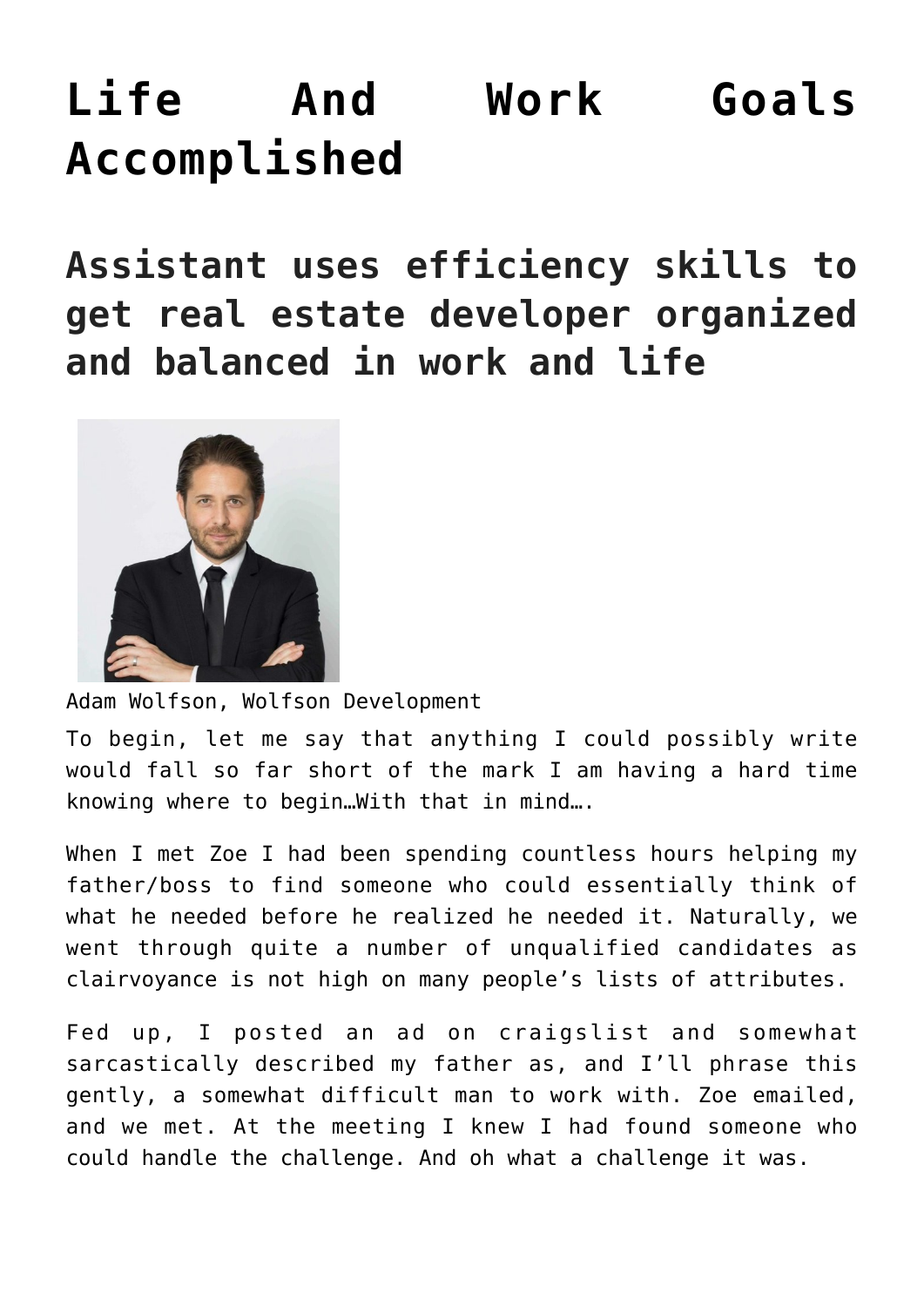# Life And Work Goals Accomplished

## Assistant uses efficiency skills to get real estate developer organized and balanced in work and life

Adam Wolfson, Wolfson Development

To begin, let me say that anything I could possibly write would fall so far short of the mark I am having a hard time knowing where to begin…With that in mind….

When I met Zoe I had been spending countless hours helping my father/boss to find someone who could essentially think of what he needed before he realized he needed it. Naturally, we went through quite a number of unqualified candidates as clairvoyance is not high on many people's lists of attributes.

Fed up, I posted an ad on craigslist and somewhat sarcastically described my father as, and I'll phrase this gently, a somewhat difficult man to work with. Zoe emailed, and we met. At the meeting I knew I had found someone who could handle the challenge. And oh what a challenge it was.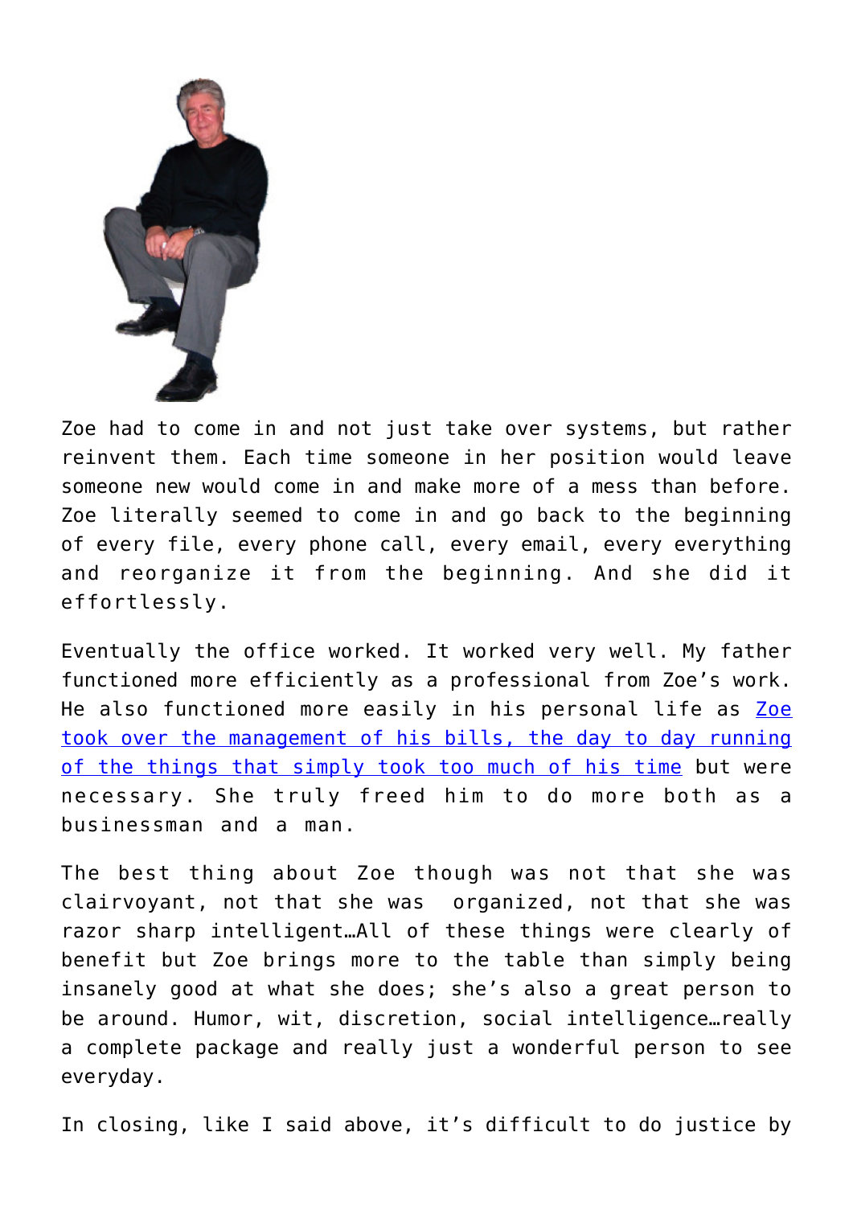Zoe had to come in and not just take over systems, but rather reinvent them. Each time someone in her position would leave someone new would come in and make more of a mess than before. Zoe literally seemed to come in and go back to the beginning of every file, every phone call, every email, every everything and reorganize it from the beginning. And she did it effortlessly.

Eventually the office worked. It worked very well. My father functioned more efficiently as a professional from Zoe's work. He also functioned more easily in his personal life as Zoe took over the management of his bills, the day to day running of the things that simply took too much of his time but were necessary. She truly freed him to do more both as a businessman and a man.

The best thing about Zoe though was not that she was clairvoyant, not that she was organized, not that she was razor sharp intelligent…All of these things were clearly of benefit but Zoe brings more to the table than simply being insanely good at what she does; she's also a great person to be around. Humor, wit, discretion, social intelligence…really a complete package and really just a wonderful person to see everyday.

In closing, like I said above, it's difficult to do justice by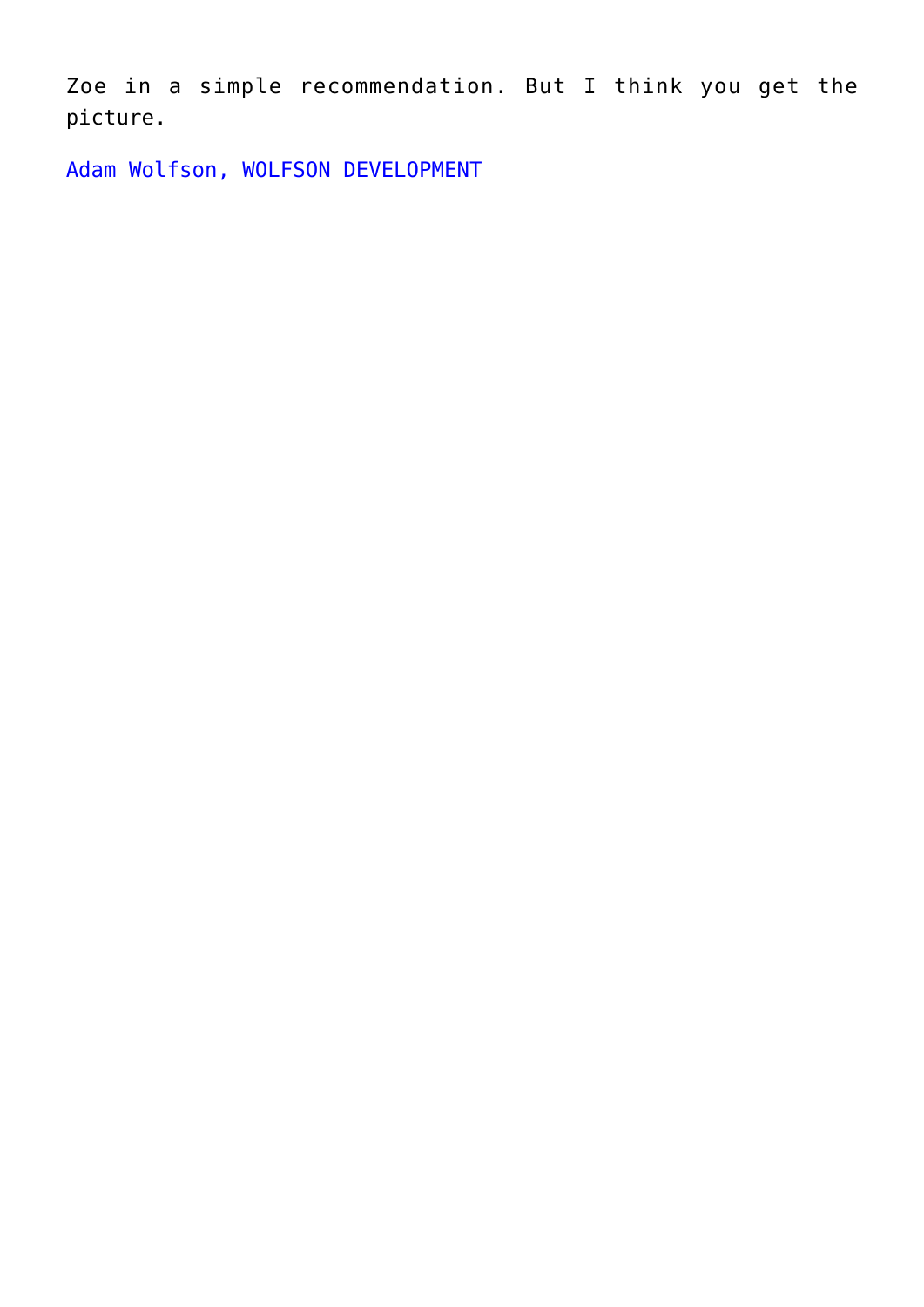Zoe in a simple recommendation. But I think you get the picture.

[Adam Wolfson, WOLFSON DEVELOPMENT]